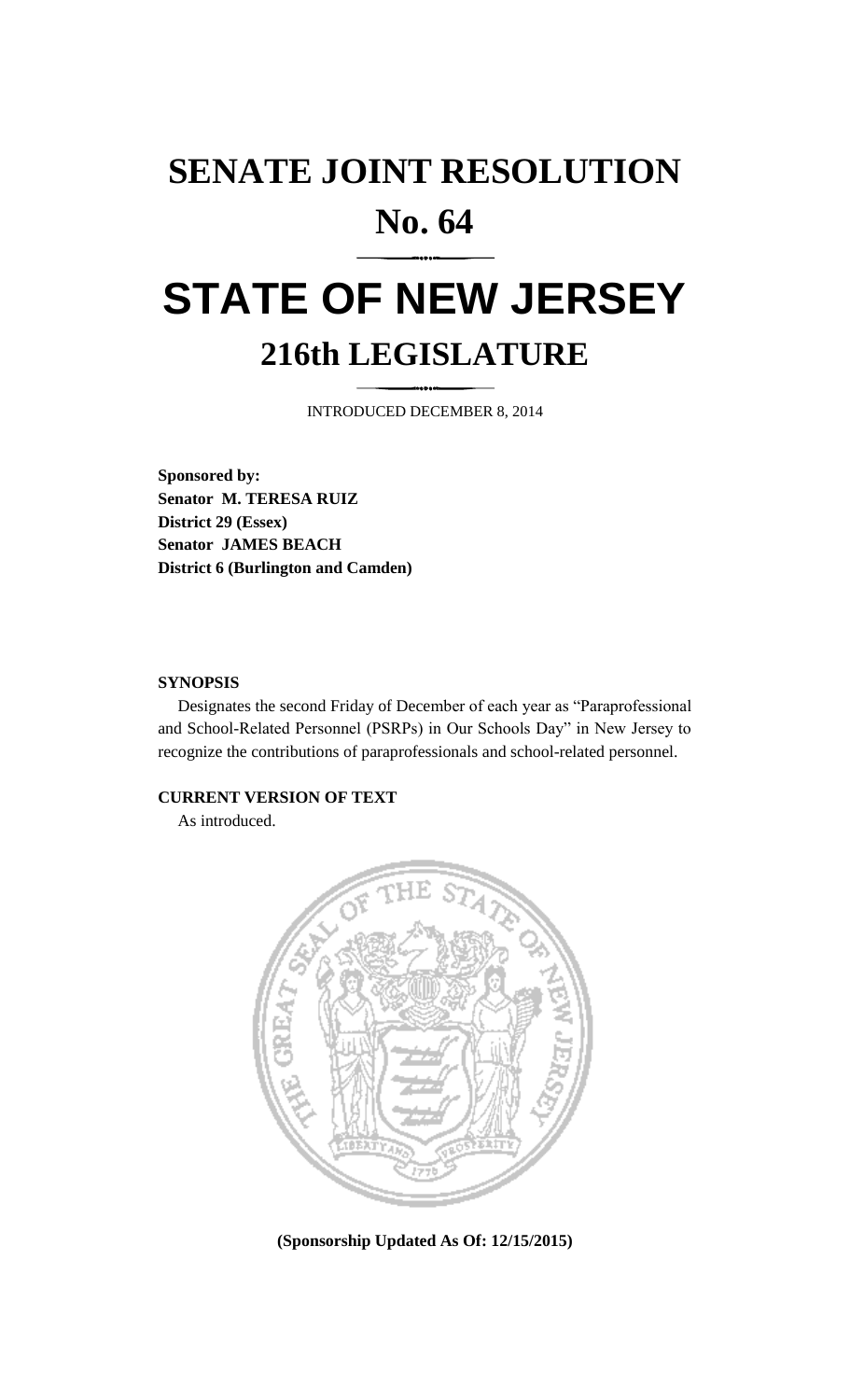# SENATE JOINT RESOLUTION No. 64

# STATE OF NEW JERSEY

## 216th LEGISLATURE

INTRODUCED DECEMBER 8, 2014

**Sponsored by:**
**Senator M. TERESA RUIZ**
**District 29 (Essex)**
**Senator JAMES BEACH**
**District 6 (Burlington and Camden)**

**SYNOPSIS**

Designates the second Friday of December of each year as "Paraprofessional and School-Related Personnel (PSRPs) in Our Schools Day" in New Jersey to recognize the contributions of paraprofessionals and school-related personnel.

**CURRENT VERSION OF TEXT**

As introduced.

**(Sponsorship Updated As Of: 12/15/2015)**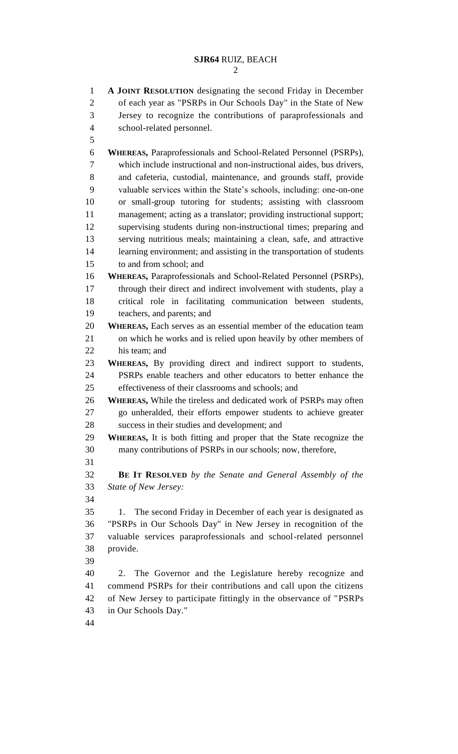**A JOINT RESOLUTION** designating the second Friday in December of each year as "PSRPs in Our Schools Day" in the State of New Jersey to recognize the contributions of paraprofessionals and school-related personnel.

**WHEREAS,** Paraprofessionals and School-Related Personnel (PSRPs), which include instructional and non-instructional aides, bus drivers, and cafeteria, custodial, maintenance, and grounds staff, provide valuable services within the State's schools, including: one-on-one or small-group tutoring for students; assisting with classroom management; acting as a translator; providing instructional support; supervising students during non-instructional times; preparing and serving nutritious meals; maintaining a clean, safe, and attractive learning environment; and assisting in the transportation of students to and from school; and

**WHEREAS,** Paraprofessionals and School-Related Personnel (PSRPs), through their direct and indirect involvement with students, play a critical role in facilitating communication between students, teachers, and parents; and

**WHEREAS,** Each serves as an essential member of the education team on which he works and is relied upon heavily by other members of his team; and

**WHEREAS,** By providing direct and indirect support to students, PSRPs enable teachers and other educators to better enhance the effectiveness of their classrooms and schools; and

**WHEREAS,** While the tireless and dedicated work of PSRPs may often go unheralded, their efforts empower students to achieve greater success in their studies and development; and

**WHEREAS,** It is both fitting and proper that the State recognize the many contributions of PSRPs in our schools; now, therefore,

**BE IT RESOLVED** *by the Senate and General Assembly of the State of New Jersey:*

1. The second Friday in December of each year is designated as "PSRPs in Our Schools Day" in New Jersey in recognition of the valuable services paraprofessionals and school-related personnel provide.

2. The Governor and the Legislature hereby recognize and commend PSRPs for their contributions and call upon the citizens of New Jersey to participate fittingly in the observance of "PSRPs in Our Schools Day."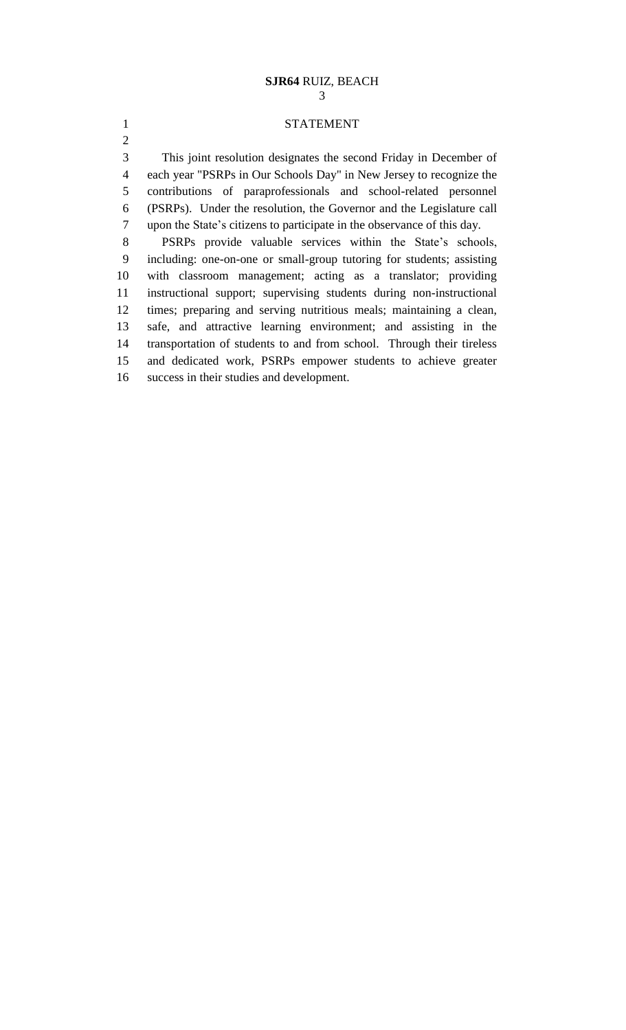## STATEMENT

This joint resolution designates the second Friday in December of each year "PSRPs in Our Schools Day" in New Jersey to recognize the contributions of paraprofessionals and school-related personnel (PSRPs). Under the resolution, the Governor and the Legislature call upon the State's citizens to participate in the observance of this day.

PSRPs provide valuable services within the State's schools, including: one-on-one or small-group tutoring for students; assisting with classroom management; acting as a translator; providing instructional support; supervising students during non-instructional times; preparing and serving nutritious meals; maintaining a clean, safe, and attractive learning environment; and assisting in the transportation of students to and from school. Through their tireless and dedicated work, PSRPs empower students to achieve greater success in their studies and development.